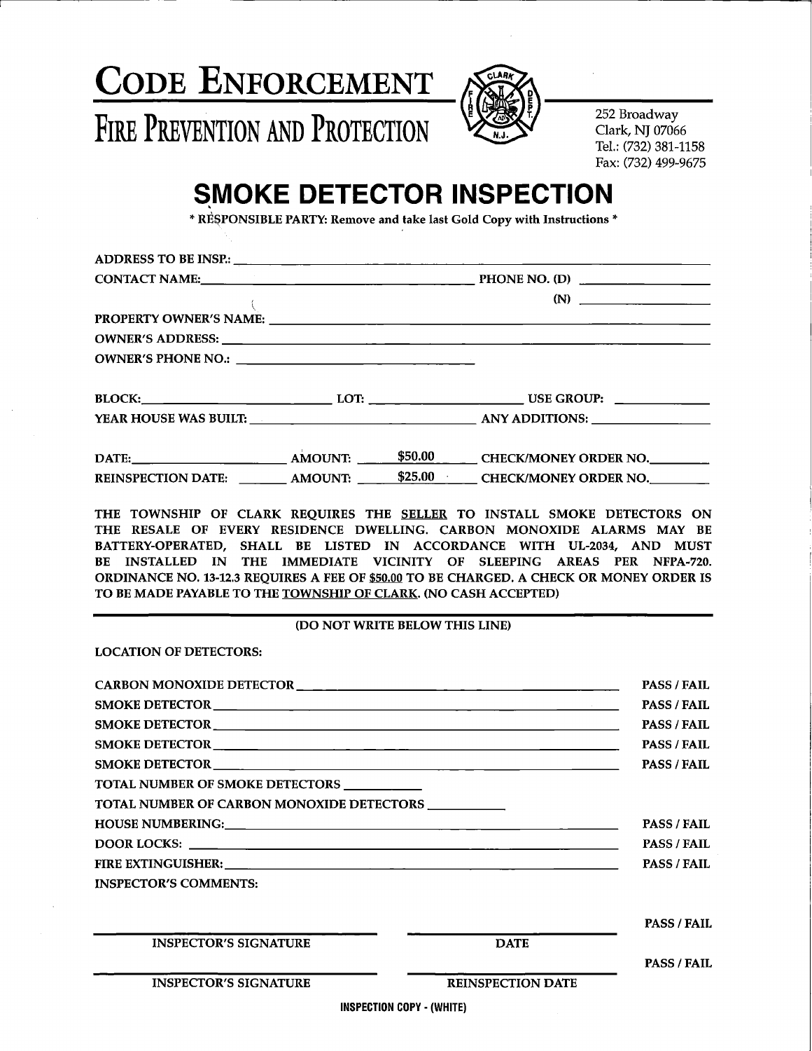# CODE ENFORCEMENT

## FIRE PREVENTION AND PROTECTION

252 Broadway
Clark, NJ 07066
Tel.: (732) 381-1158
Fax: (732) 499-9675

# SMOKE DETECTOR INSPECTION

**\* RESPONSIBLE PARTY: Remove and take last Gold Copy with Instructions \***

ADDRESS TO BE INSP.: ______________________________

CONTACT NAME: ______________________________ PHONE NO. (D) ______________

(N) ______________

PROPERTY OWNER'S NAME: ______________________________

OWNER'S ADDRESS: ______________________________

OWNER'S PHONE NO.: ______________________________

BLOCK: ______________ LOT: ______________ USE GROUP: ______________

YEAR HOUSE WAS BUILT: ______________ ANY ADDITIONS: ______________

DATE: ______________ AMOUNT: $50.00 CHECK/MONEY ORDER NO. ______________

REINSPECTION DATE: ______________ AMOUNT: $25.00 CHECK/MONEY ORDER NO. ______________

**THE TOWNSHIP OF CLARK REQUIRES THE SELLER TO INSTALL SMOKE DETECTORS ON THE RESALE OF EVERY RESIDENCE DWELLING. CARBON MONOXIDE ALARMS MAY BE BATTERY-OPERATED, SHALL BE LISTED IN ACCORDANCE WITH UL-2034, AND MUST BE INSTALLED IN THE IMMEDIATE VICINITY OF SLEEPING AREAS PER NFPA-720. ORDINANCE NO. 13-12.3 REQUIRES A FEE OF $50.00 TO BE CHARGED. A CHECK OR MONEY ORDER IS TO BE MADE PAYABLE TO THE TOWNSHIP OF CLARK. (NO CASH ACCEPTED)**

---

**(DO NOT WRITE BELOW THIS LINE)**

LOCATION OF DETECTORS:

CARBON MONOXIDE DETECTOR ______________________________ PASS / FAIL

SMOKE DETECTOR ______________________________ PASS / FAIL

SMOKE DETECTOR ______________________________ PASS / FAIL

SMOKE DETECTOR ______________________________ PASS / FAIL

SMOKE DETECTOR ______________________________ PASS / FAIL

TOTAL NUMBER OF SMOKE DETECTORS ______________

TOTAL NUMBER OF CARBON MONOXIDE DETECTORS ______________

HOUSE NUMBERING: ______________________________ PASS / FAIL

DOOR LOCKS: ______________________________ PASS / FAIL

FIRE EXTINGUISHER: ______________________________ PASS / FAIL

INSPECTOR'S COMMENTS:

PASS / FAIL

______________________________ ______________________________
INSPECTOR'S SIGNATURE DATE

PASS / FAIL

______________________________ ______________________________
INSPECTOR'S SIGNATURE REINSPECTION DATE

**INSPECTION COPY - (WHITE)**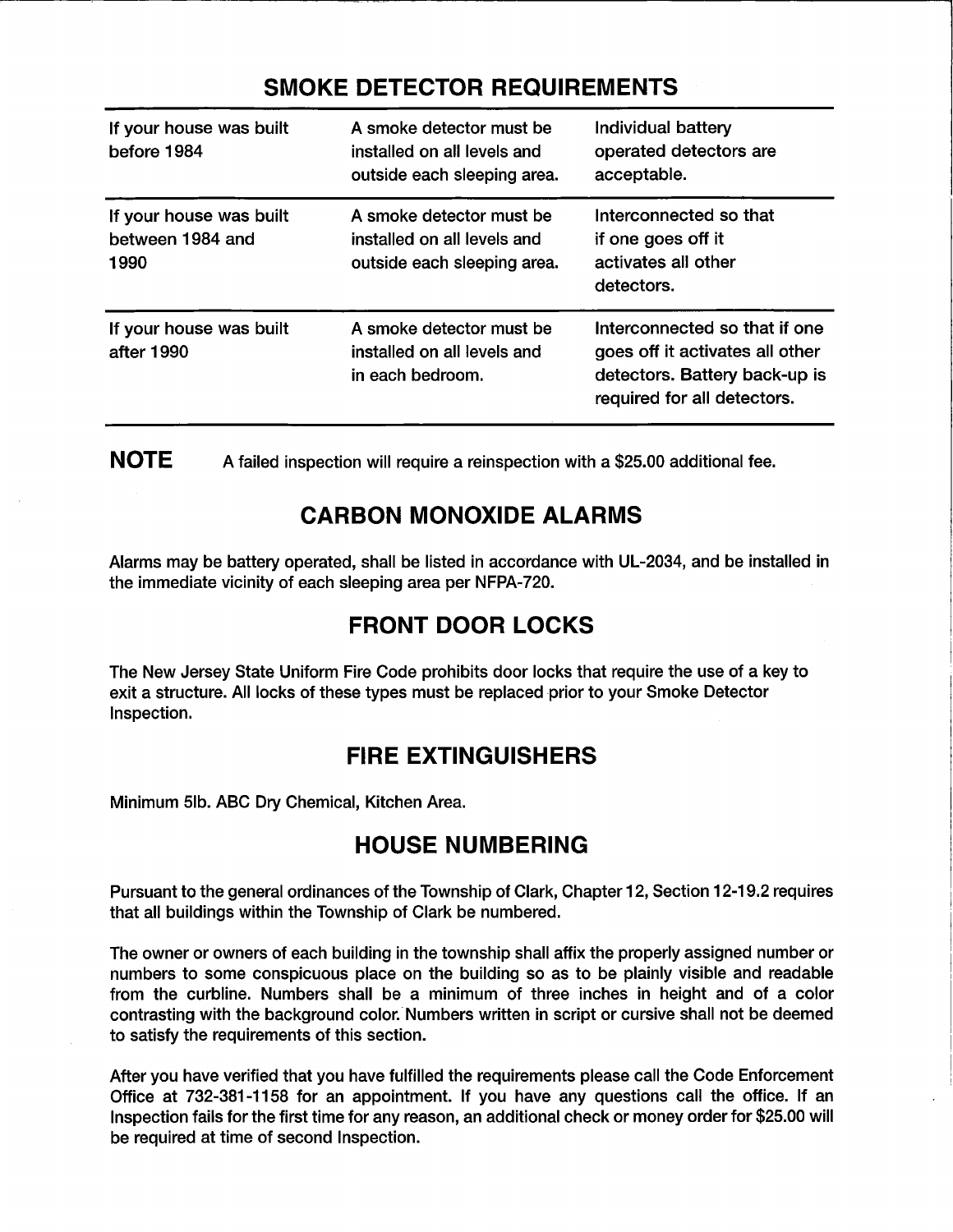## SMOKE DETECTOR REQUIREMENTS

| | | |
|---|---|---|
| If your house was built before 1984 | A smoke detector must be installed on all levels and outside each sleeping area. | Individual battery operated detectors are acceptable. |
| If your house was built between 1984 and 1990 | A smoke detector must be installed on all levels and outside each sleeping area. | Interconnected so that if one goes off it activates all other detectors. |
| If your house was built after 1990 | A smoke detector must be installed on all levels and in each bedroom. | Interconnected so that if one goes off it activates all other detectors. Battery back-up is required for all detectors. |

**NOTE** A failed inspection will require a reinspection with a $25.00 additional fee.

## CARBON MONOXIDE ALARMS

Alarms may be battery operated, shall be listed in accordance with UL-2034, and be installed in the immediate vicinity of each sleeping area per NFPA-720.

## FRONT DOOR LOCKS

The New Jersey State Uniform Fire Code prohibits door locks that require the use of a key to exit a structure. All locks of these types must be replaced prior to your Smoke Detector Inspection.

## FIRE EXTINGUISHERS

Minimum 5lb. ABC Dry Chemical, Kitchen Area.

## HOUSE NUMBERING

Pursuant to the general ordinances of the Township of Clark, Chapter 12, Section 12-19.2 requires that all buildings within the Township of Clark be numbered.

The owner or owners of each building in the township shall affix the properly assigned number or numbers to some conspicuous place on the building so as to be plainly visible and readable from the curbline. Numbers shall be a minimum of three inches in height and of a color contrasting with the background color. Numbers written in script or cursive shall not be deemed to satisfy the requirements of this section.

After you have verified that you have fulfilled the requirements please call the Code Enforcement Office at 732-381-1158 for an appointment. If you have any questions call the office. If an Inspection fails for the first time for any reason, an additional check or money order for $25.00 will be required at time of second Inspection.